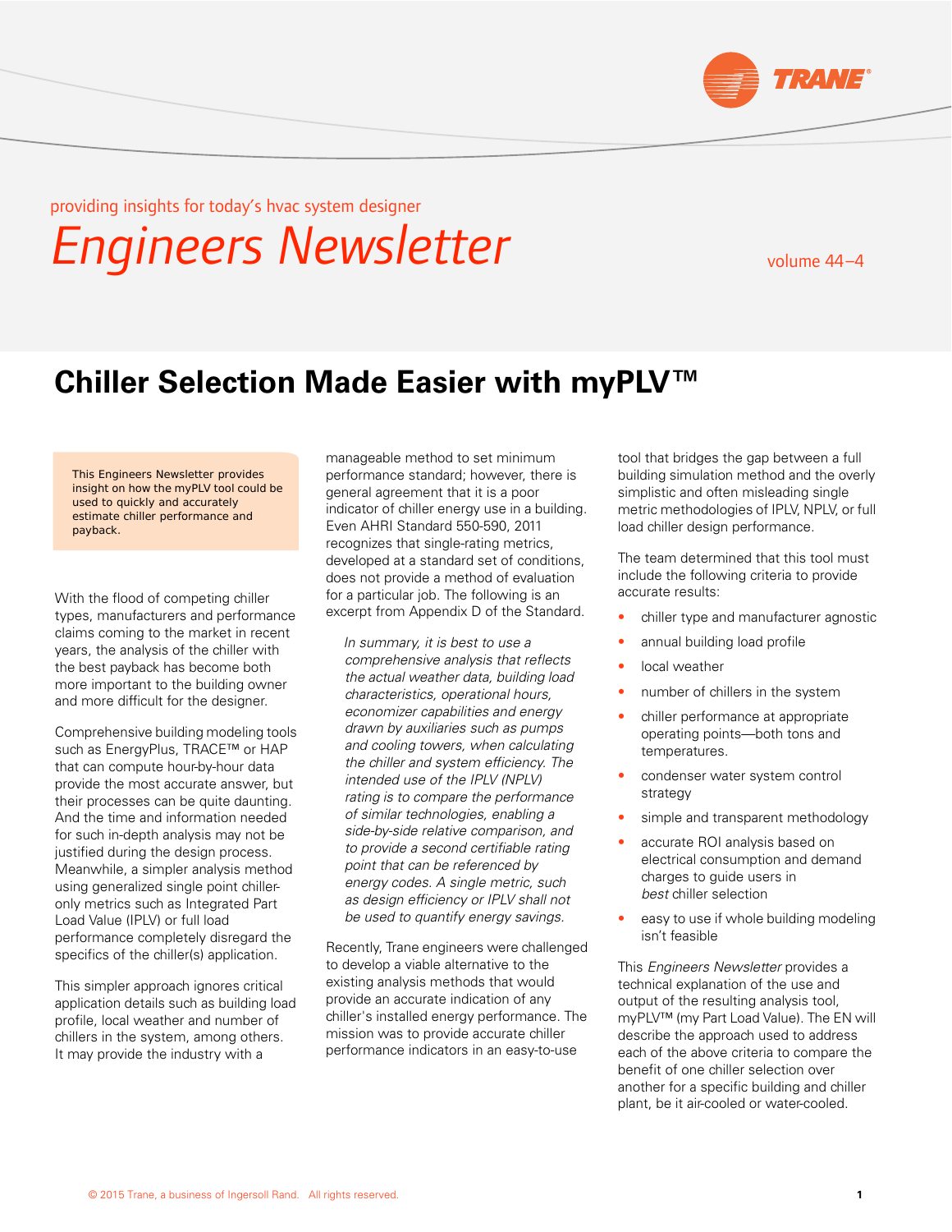providing insights for today's hvac system designer

# Engineers Newsletter

volume 44–4

## Chiller Selection Made Easier with myPLV™

This Engineers Newsletter provides insight on how the myPLV tool could be used to quickly and accurately estimate chiller performance and payback.

With the flood of competing chiller types, manufacturers and performance claims coming to the market in recent years, the analysis of the chiller with the best payback has become both more important to the building owner and more difficult for the designer.

Comprehensive building modeling tools such as EnergyPlus, TRACE™ or HAP that can compute hour-by-hour data provide the most accurate answer, but their processes can be quite daunting. And the time and information needed for such in-depth analysis may not be justified during the design process. Meanwhile, a simpler analysis method using generalized single point chiller-only metrics such as Integrated Part Load Value (IPLV) or full load performance completely disregard the specifics of the chiller(s) application.

This simpler approach ignores critical application details such as building load profile, local weather and number of chillers in the system, among others. It may provide the industry with a manageable method to set minimum performance standard; however, there is general agreement that it is a poor indicator of chiller energy use in a building. Even AHRI Standard 550-590, 2011 recognizes that single-rating metrics, developed at a standard set of conditions, does not provide a method of evaluation for a particular job. The following is an excerpt from Appendix D of the Standard.

> *In summary, it is best to use a comprehensive analysis that reflects the actual weather data, building load characteristics, operational hours, economizer capabilities and energy drawn by auxiliaries such as pumps and cooling towers, when calculating the chiller and system efficiency. The intended use of the IPLV (NPLV) rating is to compare the performance of similar technologies, enabling a side-by-side relative comparison, and to provide a second certifiable rating point that can be referenced by energy codes. A single metric, such as design efficiency or IPLV shall not be used to quantify energy savings.*

Recently, Trane engineers were challenged to develop a viable alternative to the existing analysis methods that would provide an accurate indication of any chiller's installed energy performance. The mission was to provide accurate chiller performance indicators in an easy-to-use tool that bridges the gap between a full building simulation method and the overly simplistic and often misleading single metric methodologies of IPLV, NPLV, or full load chiller design performance.

The team determined that this tool must include the following criteria to provide accurate results:

- chiller type and manufacturer agnostic
- annual building load profile
- local weather
- number of chillers in the system
- chiller performance at appropriate operating points—both tons and temperatures.
- condenser water system control strategy
- simple and transparent methodology
- accurate ROI analysis based on electrical consumption and demand charges to guide users in *best* chiller selection
- easy to use if whole building modeling isn't feasible

This *Engineers Newsletter* provides a technical explanation of the use and output of the resulting analysis tool, myPLV™ (my Part Load Value). The EN will describe the approach used to address each of the above criteria to compare the benefit of one chiller selection over another for a specific building and chiller plant, be it air-cooled or water-cooled.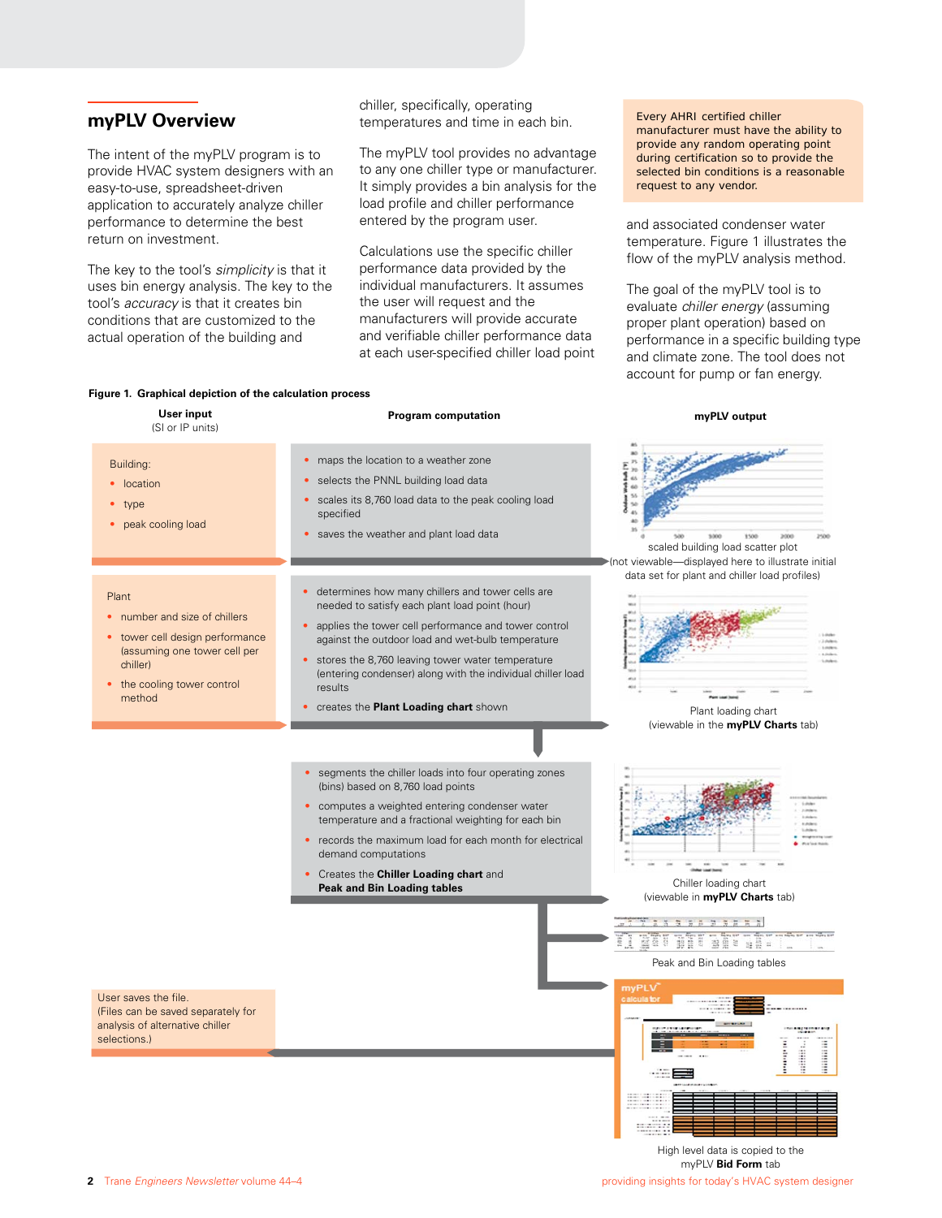## myPLV Overview

The intent of the myPLV program is to provide HVAC system designers with an easy-to-use, spreadsheet-driven application to accurately analyze chiller performance to determine the best return on investment.

The key to the tool's *simplicity* is that it uses bin energy analysis. The key to the tool's *accuracy* is that it creates bin conditions that are customized to the actual operation of the building and chiller, specifically, operating temperatures and time in each bin.

The myPLV tool provides no advantage to any one chiller type or manufacturer. It simply provides a bin analysis for the load profile and chiller performance entered by the program user.

Calculations use the specific chiller performance data provided by the individual manufacturers. It assumes the user will request and the manufacturers will provide accurate and verifiable chiller performance data at each user-specified chiller load point and associated condenser water temperature. Figure 1 illustrates the flow of the myPLV analysis method.

The goal of the myPLV tool is to evaluate *chiller energy* (assuming proper plant operation) based on performance in a specific building type and climate zone. The tool does not account for pump or fan energy.

> Every AHRI certified chiller manufacturer must have the ability to provide any random operating point during certification so to provide the selected bin conditions is a reasonable request to any vendor.

**Figure 1. Graphical depiction of the calculation process**

| User input (SI or IP units) | Program computation | myPLV output |
|---|---|---|
| Building: • location • type • peak cooling load | • maps the location to a weather zone • selects the PNNL building load data • scales its 8,760 load data to the peak cooling load specified • saves the weather and plant load data | scaled building load scatter plot (not viewable—displayed here to illustrate initial data set for plant and chiller load profiles) |
| Plant • number and size of chillers • tower cell design performance (assuming one tower cell per chiller) • the cooling tower control method | • determines how many chillers and tower cells are needed to satisfy each plant load point (hour) • applies the tower cell performance and tower control against the outdoor load and wet-bulb temperature • stores the 8,760 leaving tower water temperature (entering condenser) along with the individual chiller load results • creates the **Plant Loading chart** shown | Plant loading chart (viewable in the **myPLV Charts** tab) |
| | • segments the chiller loads into four operating zones (bins) based on 8,760 load points • computes a weighted entering condenser water temperature and a fractional weighting for each bin • records the maximum load for each month for electrical demand computations • Creates the **Chiller Loading chart** and **Peak and Bin Loading tables** | Chiller loading chart (viewable in **myPLV Charts** tab) |
| | | Peak and Bin Loading tables |
| User saves the file. (Files can be saved separately for analysis of alternative chiller selections.) | | High level data is copied to the myPLV **Bid Form** tab |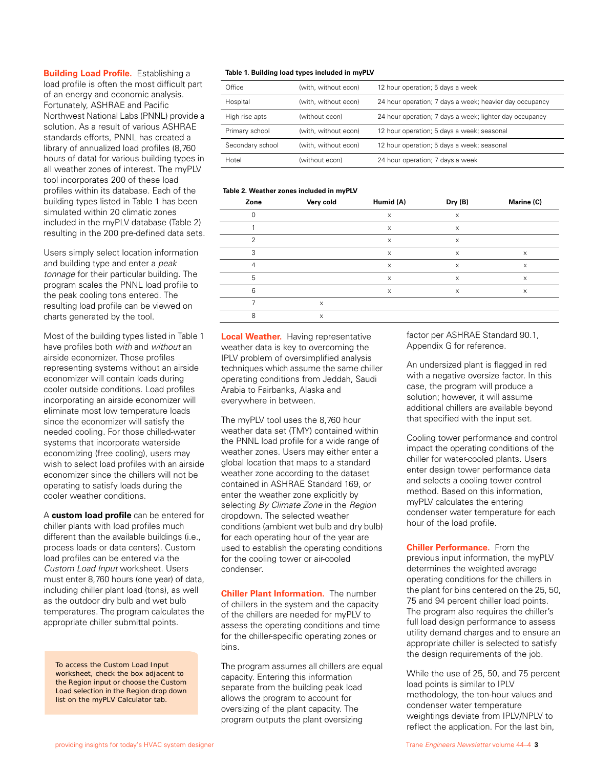**Building Load Profile.** Establishing a load profile is often the most difficult part of an energy and economic analysis. Fortunately, ASHRAE and Pacific Northwest National Labs (PNNL) provide a solution. As a result of various ASHRAE standards efforts, PNNL has created a library of annualized load profiles (8,760 hours of data) for various building types in all weather zones of interest. The myPLV tool incorporates 200 of these load profiles within its database. Each of the building types listed in Table 1 has been simulated within 20 climatic zones included in the myPLV database (Table 2) resulting in the 200 pre-defined data sets.

Users simply select location information and building type and enter a *peak tonnage* for their particular building. The program scales the PNNL load profile to the peak cooling tons entered. The resulting load profile can be viewed on charts generated by the tool.

Most of the building types listed in Table 1 have profiles both *with* and *without* an airside economizer. Those profiles representing systems without an airside economizer will contain loads during cooler outside conditions. Load profiles incorporating an airside economizer will eliminate most low temperature loads since the economizer will satisfy the needed cooling. For those chilled-water systems that incorporate waterside economizing (free cooling), users may wish to select load profiles with an airside economizer since the chillers will not be operating to satisfy loads during the cooler weather conditions.

A **custom load profile** can be entered for chiller plants with load profiles much different than the available buildings (i.e., process loads or data centers). Custom load profiles can be entered via the *Custom Load Input* worksheet. Users must enter 8,760 hours (one year) of data, including chiller plant load (tons), as well as the outdoor dry bulb and wet bulb temperatures. The program calculates the appropriate chiller submittal points.

> To access the Custom Load Input worksheet, check the box adjacent to the Region input or choose the Custom Load selection in the Region drop down list on the myPLV Calculator tab.

**Table 1. Building load types included in myPLV**

| | | |
|---|---|---|
| Office | (with, without econ) | 12 hour operation; 5 days a week |
| Hospital | (with, without econ) | 24 hour operation; 7 days a week; heavier day occupancy |
| High rise apts | (without econ) | 24 hour operation; 7 days a week; lighter day occupancy |
| Primary school | (with, without econ) | 12 hour operation; 5 days a week; seasonal |
| Secondary school | (with, without econ) | 12 hour operation; 5 days a week; seasonal |
| Hotel | (without econ) | 24 hour operation; 7 days a week |

**Table 2. Weather zones included in myPLV**

| Zone | Very cold | Humid (A) | Dry (B) | Marine (C) |
|---|---|---|---|---|
| 0 | | x | x | |
| 1 | | x | x | |
| 2 | | x | x | |
| 3 | | x | x | x |
| 4 | | x | x | x |
| 5 | | x | x | x |
| 6 | | x | x | x |
| 7 | x | | | |
| 8 | x | | | |

**Local Weather.** Having representative weather data is key to overcoming the IPLV problem of oversimplified analysis techniques which assume the same chiller operating conditions from Jeddah, Saudi Arabia to Fairbanks, Alaska and everywhere in between.

The myPLV tool uses the 8,760 hour weather data set (TMY) contained within the PNNL load profile for a wide range of weather zones. Users may either enter a global location that maps to a standard weather zone according to the dataset contained in ASHRAE Standard 169, or enter the weather zone explicitly by selecting *By Climate Zone* in the *Region* dropdown. The selected weather conditions (ambient wet bulb and dry bulb) for each operating hour of the year are used to establish the operating conditions for the cooling tower or air-cooled condenser.

**Chiller Plant Information.** The number of chillers in the system and the capacity of the chillers are needed for myPLV to assess the operating conditions and time for the chiller-specific operating zones or bins.

The program assumes all chillers are equal capacity. Entering this information separate from the building peak load allows the program to account for oversizing of the plant capacity. The program outputs the plant oversizing factor per ASHRAE Standard 90.1, Appendix G for reference.

An undersized plant is flagged in red with a negative oversize factor. In this case, the program will produce a solution; however, it will assume additional chillers are available beyond that specified with the input set.

Cooling tower performance and control impact the operating conditions of the chiller for water-cooled plants. Users enter design tower performance data and selects a cooling tower control method. Based on this information, myPLV calculates the entering condenser water temperature for each hour of the load profile.

**Chiller Performance.** From the previous input information, the myPLV determines the weighted average operating conditions for the chillers in the plant for bins centered on the 25, 50, 75 and 94 percent chiller load points. The program also requires the chiller's full load design performance to assess utility demand charges and to ensure an appropriate chiller is selected to satisfy the design requirements of the job.

While the use of 25, 50, and 75 percent load points is similar to IPLV methodology, the ton-hour values and condenser water temperature weightings deviate from IPLV/NPLV to reflect the application. For the last bin,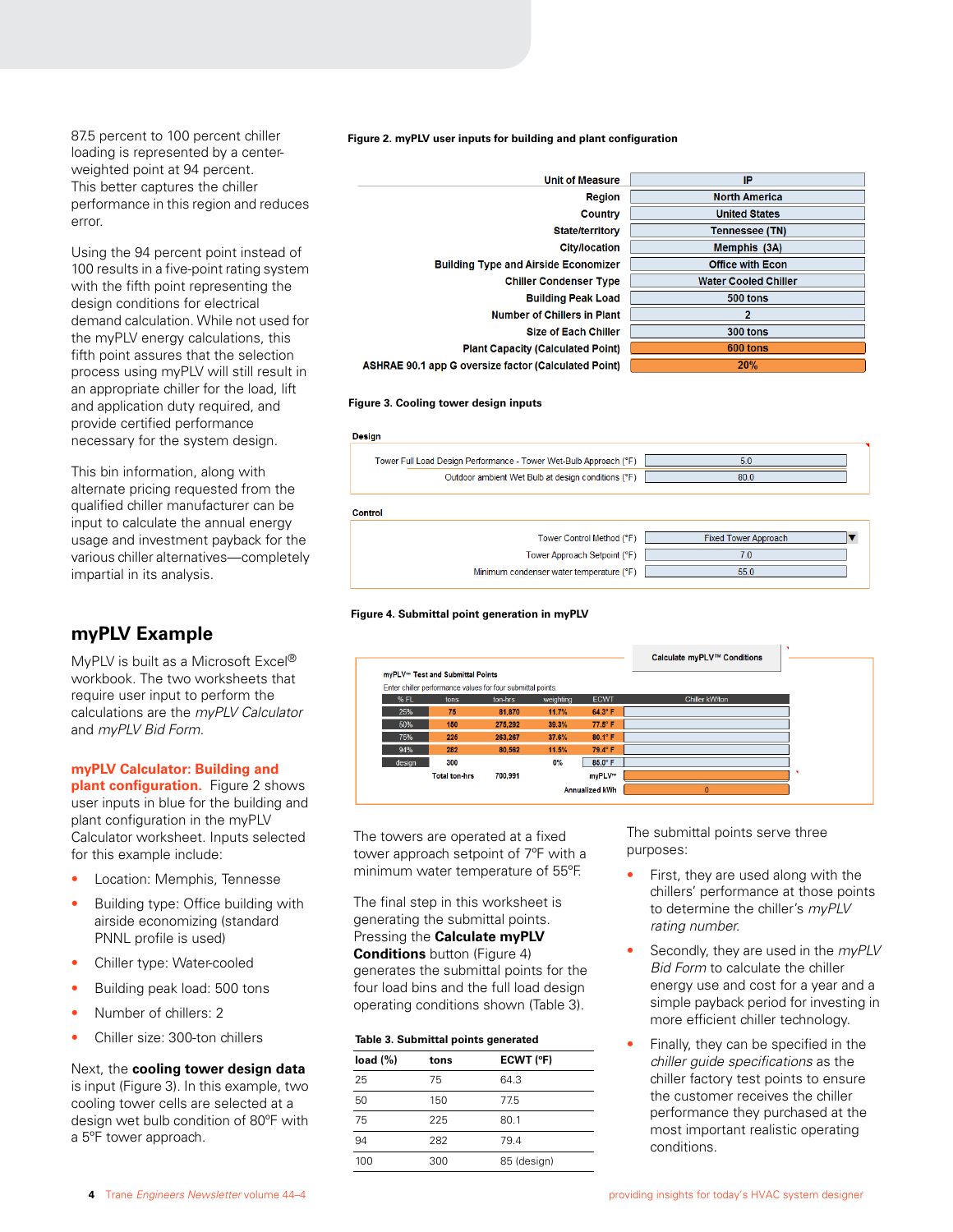87.5 percent to 100 percent chiller loading is represented by a center-weighted point at 94 percent. This better captures the chiller performance in this region and reduces error.

Using the 94 percent point instead of 100 results in a five-point rating system with the fifth point representing the design conditions for electrical demand calculation. While not used for the myPLV energy calculations, this fifth point assures that the selection process using myPLV will still result in an appropriate chiller for the load, lift and application duty required, and provide certified performance necessary for the system design.

This bin information, along with alternate pricing requested from the qualified chiller manufacturer can be input to calculate the annual energy usage and investment payback for the various chiller alternatives—completely impartial in its analysis.

## myPLV Example

MyPLV is built as a Microsoft Excel® workbook. The two worksheets that require user input to perform the calculations are the *myPLV Calculator* and *myPLV Bid Form*.

**myPLV Calculator: Building and plant configuration.** Figure 2 shows user inputs in blue for the building and plant configuration in the myPLV Calculator worksheet. Inputs selected for this example include:

- Location: Memphis, Tennesse
- Building type: Office building with airside economizing (standard PNNL profile is used)
- Chiller type: Water-cooled
- Building peak load: 500 tons
- Number of chillers: 2
- Chiller size: 300-ton chillers

Next, the **cooling tower design data** is input (Figure 3). In this example, two cooling tower cells are selected at a design wet bulb condition of 80°F with a 5°F tower approach.

**Figure 2. myPLV user inputs for building and plant configuration**

| | |
|---|---|
| Unit of Measure | IP |
| Region | North America |
| Country | United States |
| State/territory | Tennessee (TN) |
| City/location | Memphis (3A) |
| Building Type and Airside Economizer | Office with Econ |
| Chiller Condenser Type | Water Cooled Chiller |
| Building Peak Load | 500 tons |
| Number of Chillers in Plant | 2 |
| Size of Each Chiller | 300 tons |
| Plant Capacity (Calculated Point) | 600 tons |
| ASHRAE 90.1 app G oversize factor (Calculated Point) | 20% |

**Figure 3. Cooling tower design inputs**

Design

| | |
|---|---|
| Tower Full Load Design Performance - Tower Wet-Bulb Approach (°F) | 5.0 |
| Outdoor ambient Wet Bulb at design conditions (°F) | 80.0 |

Control

| | |
|---|---|
| Tower Control Method (°F) | Fixed Tower Approach |
| Tower Approach Setpoint (°F) | 7.0 |
| Minimum condenser water temperature (°F) | 55.0 |

**Figure 4. Submittal point generation in myPLV**

Calculate myPLV™ Conditions

myPLV™ Test and Submittal Points

Enter chiller performance values for four submittal points

| % FL | tons | ton-hrs | weighting | ECWT | Chiller kW/ton |
|---|---|---|---|---|---|
| 25% | 75 | 81,870 | 11.7% | 64.3° F | |
| 50% | 150 | 275,292 | 39.3% | 77.5° F | |
| 75% | 225 | 263,267 | 37.6% | 80.1° F | |
| 94% | 282 | 80,562 | 11.5% | 79.4° F | |
| design | 300 | | 0% | 85.0° F | |
| | Total ton-hrs | 700,991 | | myPLV™ | |
| | | | | Annualized kWh | 0 |

The towers are operated at a fixed tower approach setpoint of 7°F with a minimum water temperature of 55°F.

The final step in this worksheet is generating the submittal points. Pressing the **Calculate myPLV Conditions** button (Figure 4) generates the submittal points for the four load bins and the full load design operating conditions shown (Table 3).

**Table 3. Submittal points generated**

| load (%) | tons | ECWT (°F) |
|---|---|---|
| 25 | 75 | 64.3 |
| 50 | 150 | 77.5 |
| 75 | 225 | 80.1 |
| 94 | 282 | 79.4 |
| 100 | 300 | 85 (design) |

The submittal points serve three purposes:

- First, they are used along with the chillers' performance at those points to determine the chiller's *myPLV rating number*.
- Secondly, they are used in the *myPLV Bid Form* to calculate the chiller energy use and cost for a year and a simple payback period for investing in more efficient chiller technology.
- Finally, they can be specified in the *chiller guide specifications* as the chiller factory test points to ensure the customer receives the chiller performance they purchased at the most important realistic operating conditions.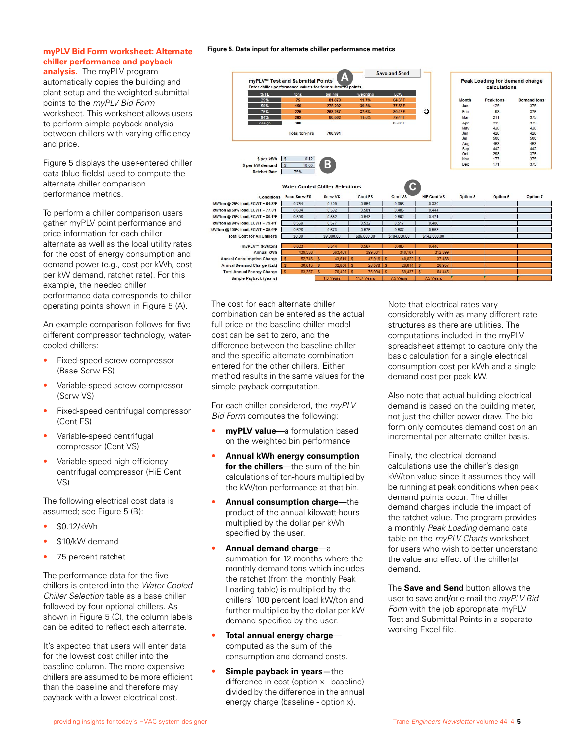**myPLV Bid Form worksheet: Alternate chiller performance and payback analysis.** The myPLV program automatically copies the building and plant setup and the weighted submittal points to the *myPLV Bid Form* worksheet. This worksheet allows users to perform simple payback analysis between chillers with varying efficiency and price.

Figure 5 displays the user-entered chiller data (blue fields) used to compute the alternate chiller comparison performance metrics.

To perform a chiller comparison users gather myPLV point performance and price information for each chiller alternate as well as the local utility rates for the cost of energy consumption and demand power (e.g., cost per kWh, cost per kW demand, ratchet rate). For this example, the needed chiller performance data corresponds to chiller operating points shown in Figure 5 (A).

An example comparison follows for five different compressor technology, water-cooled chillers:

- Fixed-speed screw compressor (Base Scrw FS)
- Variable-speed screw compressor (Scrw VS)
- Fixed-speed centrifugal compressor (Cent FS)
- Variable-speed centrifugal compressor (Cent VS)
- Variable-speed high efficiency centrifugal compressor (HiE Cent VS)

The following electrical cost data is assumed; see Figure 5 (B):

- $0.12/kWh
- $10/kW demand
- 75 percent ratchet

The performance data for the five chillers is entered into the *Water Cooled Chiller Selection* table as a base chiller followed by four optional chillers. As shown in Figure 5 (C), the column labels can be edited to reflect each alternate.

It's expected that users will enter data for the lowest cost chiller into the baseline column. The more expensive chillers are assumed to be more efficient than the baseline and therefore may payback with a lower electrical cost.

**Figure 5. Data input for alternate chiller performance metrics**

Save and Send

**myPLV™ Test and Submittal Points** (A)

Enter chiller performance values for four submittal points.

| % FL | tons | ton-hrs | weighting | ECWT |
|---|---|---|---|---|
| 25% | 75 | 81,870 | 11.7% | 64.3° F |
| 50% | 150 | 275,292 | 39.3% | 77.5° F |
| 75% | 225 | 263,267 | 37.6% | 80.1° F |
| 94% | 282 | 80,562 | 11.5% | 79.4° F |
| design | 300 | | | 85.0° F |

Total ton-hrs 700,991

| | |
|---|---|
| $ per kWh | $ 0.12 |
| $ per kW demand | $ 10.00 |
| Ratchet Rate | 75% |

(B)

**Peak Loading for demand charge calculations**

| Month | Peak tons | Demand tons |
|---|---|---|
| Jan | 125 | 375 |
| Feb | 98 | 375 |
| Mar | 211 | 375 |
| Apr | 215 | 375 |
| May | 428 | 428 |
| Jun | 426 | 426 |
| Jul | 500 | 500 |
| Aug | 453 | 453 |
| Sep | 442 | 442 |
| Oct | 298 | 375 |
| Nov | 177 | 375 |
| Dec | 171 | 375 |

**Water Cooled Chiller Selections** (C)

| Conditions | Base Scrw FS | Scrw VS | Cent FS | Cent VS | HiE Cent VS | Option 5 | Option 6 | Option 7 |
|---|---|---|---|---|---|---|---|---|
| kW/ton @ 25% load, ECWT = 64.3°F | 0.754 | 0.409 | 0.654 | 0.398 | 0.330 | | | |
| kW/ton @ 50% load, ECWT = 77.5°F | 0.634 | 0.502 | 0.581 | 0.486 | 0.444 | | | |
| kW/ton @ 75% load, ECWT = 80.1°F | 0.598 | 0.552 | 0.543 | 0.502 | 0.471 | | | |
| kW/ton @ 94% load, ECWT = 79.4°F | 0.569 | 0.577 | 0.532 | 0.517 | 0.486 | | | |
| kW/ton @ 100% load, ECWT = 85.0°F | 0.628 | 0.673 | 0.576 | 0.587 | 0.553 | | | |
| Total Cost for All Chillers | $0.00 | $9,000.00 | $86,000.00 | $104,000.00 | $142,000.00 | | | |
| myPLV™ (kW/ton) | 0.623 | 0.514 | 0.567 | 0.483 | 0.440 | | | |
| Annual kWh | 439,538 | 363,489 | 399,301 | 340,187 | 312,399 | | | |
| Annual Consumption Charge | $ 52,745 | $ 43,619 | $ 47,916 | $ 40,822 | $ 37,488 | | | |
| Annual Demand Charge (Est) | $ 30,613 | $ 32,806 | $ 28,078 | $ 28,614 | $ 26,957 | | | |
| Total Annual Energy Charge | $ 83,357 | $ 76,425 | $ 75,994 | $ 69,437 | $ 64,445 | | | |
| Simple Payback (years) | | 1.3 Years | 11.7 Years | 7.5 Years | 7.5 Years | | | |

The cost for each alternate chiller combination can be entered as the actual full price or the baseline chiller model cost can be set to zero, and the difference between the baseline chiller and the specific alternate combination entered for the other chillers. Either method results in the same values for the simple payback computation.

For each chiller considered, the *myPLV Bid Form* computes the following:

- **myPLV value**—a formulation based on the weighted bin performance
- **Annual kWh energy consumption for the chillers**—the sum of the bin calculations of ton-hours multiplied by the kW/ton performance at that bin.
- **Annual consumption charge**—the product of the annual kilowatt-hours multiplied by the dollar per kWh specified by the user.
- **Annual demand charge**—a summation for 12 months where the monthly demand tons which includes the ratchet (from the monthly Peak Loading table) is multiplied by the chillers' 100 percent load kW/ton and further multiplied by the dollar per kW demand specified by the user.
- **Total annual energy charge**—computed as the sum of the consumption and demand costs.
- **Simple payback in years**—the difference in cost (option x - baseline) divided by the difference in the annual energy charge (baseline - option x).

Note that electrical rates vary considerably with as many different rate structures as there are utilities. The computations included in the myPLV spreadsheet attempt to capture only the basic calculation for a single electrical consumption cost per kWh and a single demand cost per peak kW.

Also note that actual building electrical demand is based on the building meter, not just the chiller power draw. The bid form only computes demand cost on an incremental per alternate chiller basis.

Finally, the electrical demand calculations use the chiller's design kW/ton value since it assumes they will be running at peak conditions when peak demand points occur. The chiller demand charges include the impact of the ratchet value. The program provides a monthly *Peak Loading* demand data table on the *myPLV Charts* worksheet for users who wish to better understand the value and effect of the chiller(s) demand.

The **Save and Send** button allows the user to save and/or e-mail the *myPLV Bid Form* with the job appropriate myPLV Test and Submittal Points in a separate working Excel file.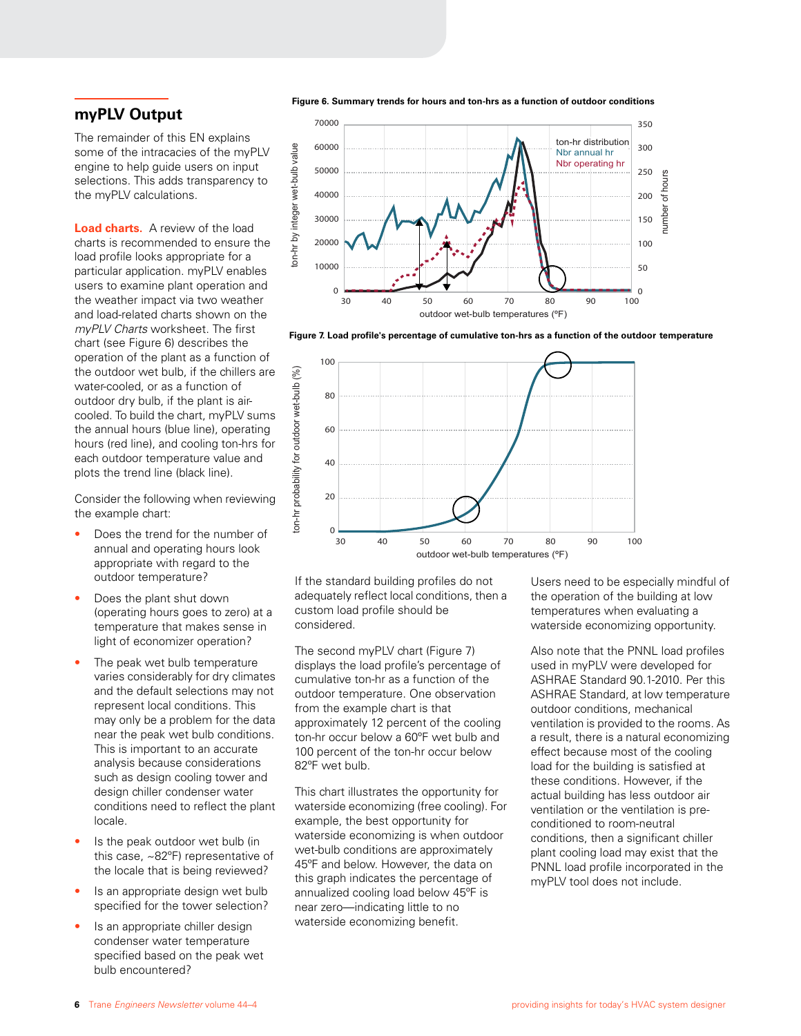## myPLV Output

The remainder of this EN explains some of the intracacies of the myPLV engine to help guide users on input selections. This adds transparency to the myPLV calculations.

**Load charts.** A review of the load charts is recommended to ensure the load profile looks appropriate for a particular application. myPLV enables users to examine plant operation and the weather impact via two weather and load-related charts shown on the *myPLV Charts* worksheet. The first chart (see Figure 6) describes the operation of the plant as a function of the outdoor wet bulb, if the chillers are water-cooled, or as a function of outdoor dry bulb, if the plant is air-cooled. To build the chart, myPLV sums the annual hours (blue line), operating hours (red line), and cooling ton-hrs for each outdoor temperature value and plots the trend line (black line).

Consider the following when reviewing the example chart:

- Does the trend for the number of annual and operating hours look appropriate with regard to the outdoor temperature?
- Does the plant shut down (operating hours goes to zero) at a temperature that makes sense in light of economizer operation?
- The peak wet bulb temperature varies considerably for dry climates and the default selections may not represent local conditions. This may only be a problem for the data near the peak wet bulb conditions. This is important to an accurate analysis because considerations such as design cooling tower and design chiller condenser water conditions need to reflect the plant locale.
- Is the peak outdoor wet bulb (in this case, ~82°F) representative of the locale that is being reviewed?
- Is an appropriate design wet bulb specified for the tower selection?
- Is an appropriate chiller design condenser water temperature specified based on the peak wet bulb encountered?

**Figure 6. Summary trends for hours and ton-hrs as a function of outdoor conditions**

**Figure 7. Load profile's percentage of cumulative ton-hrs as a function of the outdoor temperature**

If the standard building profiles do not adequately reflect local conditions, then a custom load profile should be considered.

The second myPLV chart (Figure 7) displays the load profile's percentage of cumulative ton-hr as a function of the outdoor temperature. One observation from the example chart is that approximately 12 percent of the cooling ton-hr occur below a 60°F wet bulb and 100 percent of the ton-hr occur below 82°F wet bulb.

This chart illustrates the opportunity for waterside economizing (free cooling). For example, the best opportunity for waterside economizing is when outdoor wet-bulb conditions are approximately 45°F and below. However, the data on this graph indicates the percentage of annualized cooling load below 45°F is near zero—indicating little to no waterside economizing benefit.

Users need to be especially mindful of the operation of the building at low temperatures when evaluating a waterside economizing opportunity.

Also note that the PNNL load profiles used in myPLV were developed for ASHRAE Standard 90.1-2010. Per this ASHRAE Standard, at low temperature outdoor conditions, mechanical ventilation is provided to the rooms. As a result, there is a natural economizing effect because most of the cooling load for the building is satisfied at these conditions. However, if the actual building has less outdoor air ventilation or the ventilation is pre-conditioned to room-neutral conditions, then a significant chiller plant cooling load may exist that the PNNL load profile incorporated in the myPLV tool does not include.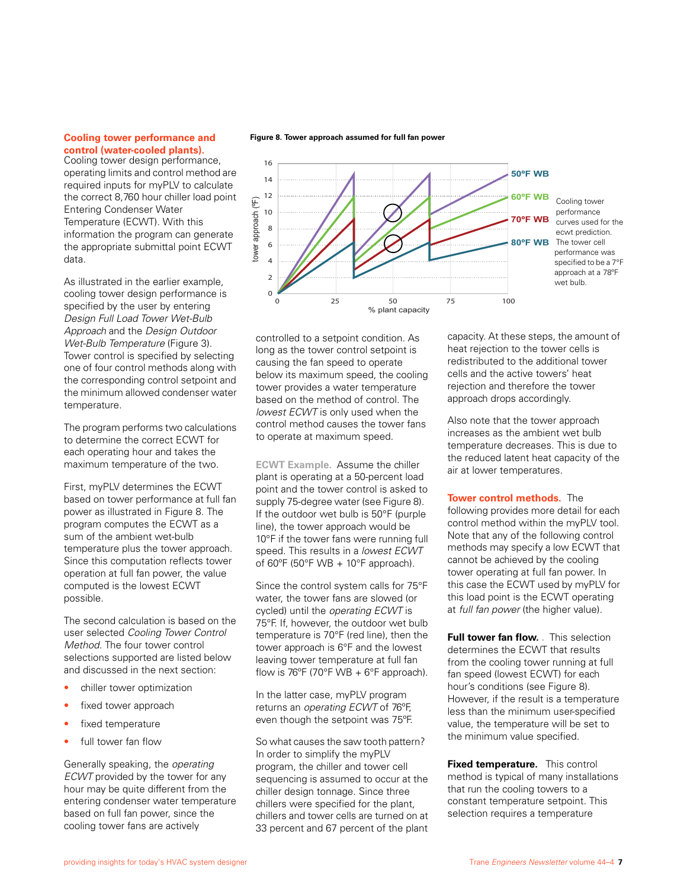**Cooling tower performance and control (water-cooled plants).** Cooling tower design performance, operating limits and control method are required inputs for myPLV to calculate the correct 8,760 hour chiller load point Entering Condenser Water Temperature (ECWT). With this information the program can generate the appropriate submittal point ECWT data.

As illustrated in the earlier example, cooling tower design performance is specified by the user by entering *Design Full Load Tower Wet-Bulb Approach* and the *Design Outdoor Wet-Bulb Temperature* (Figure 3). Tower control is specified by selecting one of four control methods along with the corresponding control setpoint and the minimum allowed condenser water temperature.

The program performs two calculations to determine the correct ECWT for each operating hour and takes the maximum temperature of the two.

First, myPLV determines the ECWT based on tower performance at full fan power as illustrated in Figure 8. The program computes the ECWT as a sum of the ambient wet-bulb temperature plus the tower approach. Since this computation reflects tower operation at full fan power, the value computed is the lowest ECWT possible.

The second calculation is based on the user selected *Cooling Tower Control Method*. The four tower control selections supported are listed below and discussed in the next section:

- chiller tower optimization
- fixed tower approach
- fixed temperature
- full tower fan flow

Generally speaking, the *operating ECWT* provided by the tower for any hour may be quite different from the entering condenser water temperature based on full fan power, since the cooling tower fans are actively controlled to a setpoint condition. As long as the tower control setpoint is causing the fan speed to operate below its maximum speed, the cooling tower provides a water temperature based on the method of control. The *lowest ECWT* is only used when the control method causes the tower fans to operate at maximum speed.

**Figure 8. Tower approach assumed for full fan power**

Cooling tower performance curves used for the ecwt prediction. The tower cell performance was specified to be a 7°F approach at a 78°F wet bulb.

**ECWT Example.** Assume the chiller plant is operating at a 50-percent load point and the tower control is asked to supply 75-degree water (see Figure 8). If the outdoor wet bulb is 50°F (purple line), the tower approach would be 10°F if the tower fans were running full speed. This results in a *lowest ECWT* of 60°F (50°F WB + 10°F approach).

Since the control system calls for 75°F water, the tower fans are slowed (or cycled) until the *operating ECWT* is 75°F. If, however, the outdoor wet bulb temperature is 70°F (red line), then the tower approach is 6°F and the lowest leaving tower temperature at full fan flow is 76°F (70°F WB + 6°F approach).

In the latter case, myPLV program returns an *operating ECWT* of 76°F, even though the setpoint was 75°F.

So what causes the saw tooth pattern? In order to simplify the myPLV program, the chiller and tower cell sequencing is assumed to occur at the chiller design tonnage. Since three chillers were specified for the plant, chillers and tower cells are turned on at 33 percent and 67 percent of the plant capacity. At these steps, the amount of heat rejection to the tower cells is redistributed to the additional tower cells and the active towers' heat rejection and therefore the tower approach drops accordingly.

Also note that the tower approach increases as the ambient wet bulb temperature decreases. This is due to the reduced latent heat capacity of the air at lower temperatures.

**Tower control methods.** The following provides more detail for each control method within the myPLV tool. Note that any of the following control methods may specify a low ECWT that cannot be achieved by the cooling tower operating at full fan power. In this case the ECWT used by myPLV for this load point is the ECWT operating at *full fan power* (the higher value).

**Full tower fan flow.** This selection determines the ECWT that results from the cooling tower running at full fan speed (lowest ECWT) for each hour's conditions (see Figure 8). However, if the result is a temperature less than the minimum user-specified value, the temperature will be set to the minimum value specified.

**Fixed temperature.** This control method is typical of many installations that run the cooling towers to a constant temperature setpoint. This selection requires a temperature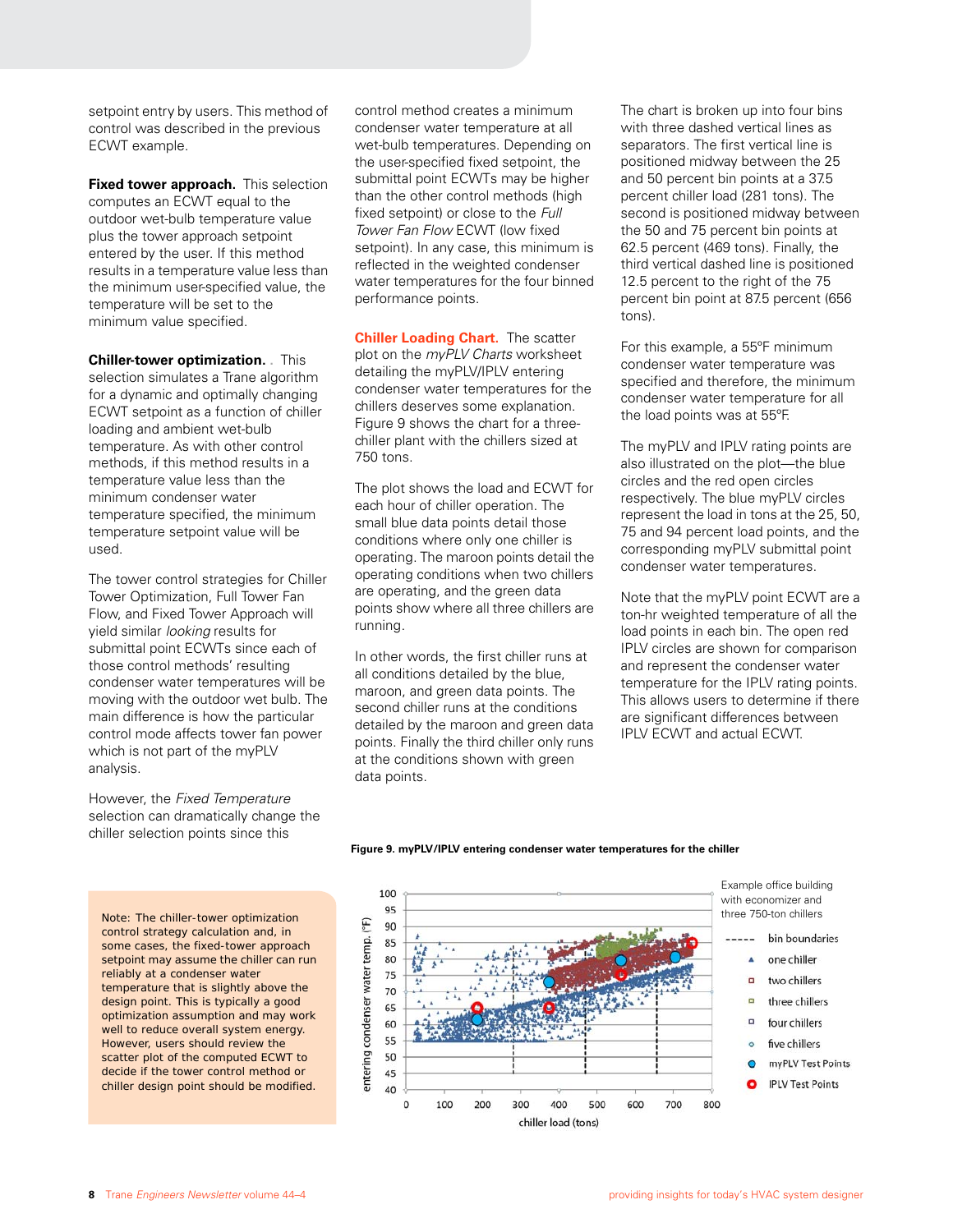setpoint entry by users. This method of control was described in the previous ECWT example.

**Fixed tower approach.** This selection computes an ECWT equal to the outdoor wet-bulb temperature value plus the tower approach setpoint entered by the user. If this method results in a temperature value less than the minimum user-specified value, the temperature will be set to the minimum value specified.

**Chiller-tower optimization.** This selection simulates a Trane algorithm for a dynamic and optimally changing ECWT setpoint as a function of chiller loading and ambient wet-bulb temperature. As with other control methods, if this method results in a temperature value less than the minimum condenser water temperature specified, the minimum temperature setpoint value will be used.

The tower control strategies for Chiller Tower Optimization, Full Tower Fan Flow, and Fixed Tower Approach will yield similar *looking* results for submittal point ECWTs since each of those control methods' resulting condenser water temperatures will be moving with the outdoor wet bulb. The main difference is how the particular control mode affects tower fan power which is not part of the myPLV analysis.

However, the *Fixed Temperature* selection can dramatically change the chiller selection points since this control method creates a minimum condenser water temperature at all wet-bulb temperatures. Depending on the user-specified fixed setpoint, the submittal point ECWTs may be higher than the other control methods (high fixed setpoint) or close to the *Full Tower Fan Flow* ECWT (low fixed setpoint). In any case, this minimum is reflected in the weighted condenser water temperatures for the four binned performance points.

> Note: The chiller-tower optimization control strategy calculation and, in some cases, the fixed-tower approach setpoint may assume the chiller can run reliably at a condenser water temperature that is slightly above the design point. This is typically a good optimization assumption and may work well to reduce overall system energy. However, users should review the scatter plot of the computed ECWT to decide if the tower control method or chiller design point should be modified.

**Chiller Loading Chart.** The scatter plot on the *myPLV Charts* worksheet detailing the myPLV/IPLV entering condenser water temperatures for the chillers deserves some explanation. Figure 9 shows the chart for a three-chiller plant with the chillers sized at 750 tons.

The plot shows the load and ECWT for each hour of chiller operation. The small blue data points detail those conditions where only one chiller is operating. The maroon points detail the operating conditions when two chillers are operating, and the green data points show where all three chillers are running.

In other words, the first chiller runs at all conditions detailed by the blue, maroon, and green data points. The second chiller runs at the conditions detailed by the maroon and green data points. Finally the third chiller only runs at the conditions shown with green data points.

The chart is broken up into four bins with three dashed vertical lines as separators. The first vertical line is positioned midway between the 25 and 50 percent bin points at a 37.5 percent chiller load (281 tons). The second is positioned midway between the 50 and 75 percent bin points at 62.5 percent (469 tons). Finally, the third vertical dashed line is positioned 12.5 percent to the right of the 75 percent bin point at 87.5 percent (656 tons).

For this example, a 55°F minimum condenser water temperature was specified and therefore, the minimum condenser water temperature for all the load points was at 55°F.

The myPLV and IPLV rating points are also illustrated on the plot—the blue circles and the red open circles respectively. The blue myPLV circles represent the load in tons at the 25, 50, 75 and 94 percent load points, and the corresponding myPLV submittal point condenser water temperatures.

Note that the myPLV point ECWT are a ton-hr weighted temperature of all the load points in each bin. The open red IPLV circles are shown for comparison and represent the condenser water temperature for the IPLV rating points. This allows users to determine if there are significant differences between IPLV ECWT and actual ECWT.

**Figure 9. myPLV/IPLV entering condenser water temperatures for the chiller**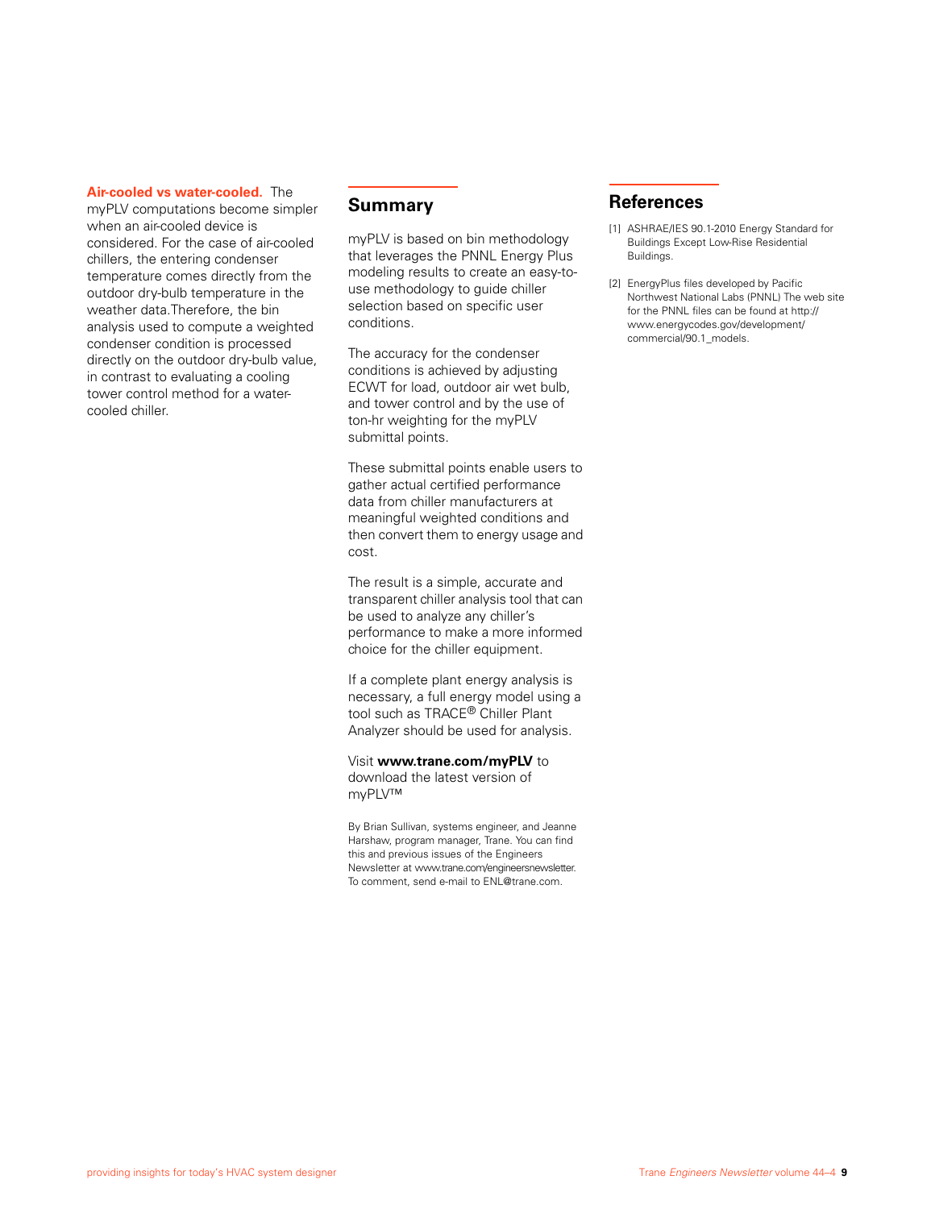**Air-cooled vs water-cooled.** The myPLV computations become simpler when an air-cooled device is considered. For the case of air-cooled chillers, the entering condenser temperature comes directly from the outdoor dry-bulb temperature in the weather data.Therefore, the bin analysis used to compute a weighted condenser condition is processed directly on the outdoor dry-bulb value, in contrast to evaluating a cooling tower control method for a water-cooled chiller.

## Summary

myPLV is based on bin methodology that leverages the PNNL Energy Plus modeling results to create an easy-to-use methodology to guide chiller selection based on specific user conditions.

The accuracy for the condenser conditions is achieved by adjusting ECWT for load, outdoor air wet bulb, and tower control and by the use of ton-hr weighting for the myPLV submittal points.

These submittal points enable users to gather actual certified performance data from chiller manufacturers at meaningful weighted conditions and then convert them to energy usage and cost.

The result is a simple, accurate and transparent chiller analysis tool that can be used to analyze any chiller's performance to make a more informed choice for the chiller equipment.

If a complete plant energy analysis is necessary, a full energy model using a tool such as TRACE® Chiller Plant Analyzer should be used for analysis.

Visit **www.trane.com/myPLV** to download the latest version of myPLV™

By Brian Sullivan, systems engineer, and Jeanne Harshaw, program manager, Trane. You can find this and previous issues of the Engineers Newsletter at www.trane.com/engineersnewsletter. To comment, send e-mail to ENL@trane.com.

## References

[1] ASHRAE/IES 90.1-2010 Energy Standard for Buildings Except Low-Rise Residential Buildings.

[2] EnergyPlus files developed by Pacific Northwest National Labs (PNNL) The web site for the PNNL files can be found at http://www.energycodes.gov/development/commercial/90.1_models.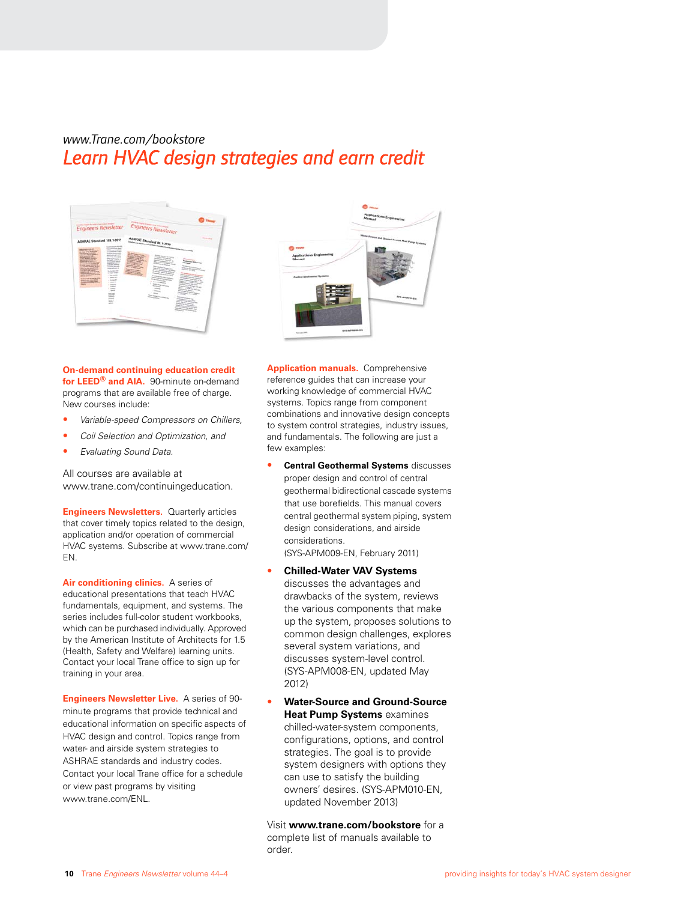*www.Trane.com/bookstore*

## *Learn HVAC design strategies and earn credit*

**On-demand continuing education credit for LEED® and AIA.** 90-minute on-demand programs that are available free of charge. New courses include:

- *Variable-speed Compressors on Chillers,*
- *Coil Selection and Optimization, and*
- *Evaluating Sound Data.*

All courses are available at www.trane.com/continuingeducation.

**Engineers Newsletters.** Quarterly articles that cover timely topics related to the design, application and/or operation of commercial HVAC systems. Subscribe at www.trane.com/EN.

**Air conditioning clinics.** A series of educational presentations that teach HVAC fundamentals, equipment, and systems. The series includes full-color student workbooks, which can be purchased individually. Approved by the American Institute of Architects for 1.5 (Health, Safety and Welfare) learning units. Contact your local Trane office to sign up for training in your area.

**Engineers Newsletter Live.** A series of 90-minute programs that provide technical and educational information on specific aspects of HVAC design and control. Topics range from water- and airside system strategies to ASHRAE standards and industry codes. Contact your local Trane office for a schedule or view past programs by visiting www.trane.com/ENL.

**Application manuals.** Comprehensive reference guides that can increase your working knowledge of commercial HVAC systems. Topics range from component combinations and innovative design concepts to system control strategies, industry issues, and fundamentals. The following are just a few examples:

- **Central Geothermal Systems** discusses proper design and control of central geothermal bidirectional cascade systems that use borefields. This manual covers central geothermal system piping, system design considerations, and airside considerations. (SYS-APM009-EN, February 2011)
- **Chilled-Water VAV Systems** discusses the advantages and drawbacks of the system, reviews the various components that make up the system, proposes solutions to common design challenges, explores several system variations, and discusses system-level control. (SYS-APM008-EN, updated May 2012)
- **Water-Source and Ground-Source Heat Pump Systems** examines chilled-water-system components, configurations, options, and control strategies. The goal is to provide system designers with options they can use to satisfy the building owners' desires. (SYS-APM010-EN, updated November 2013)

Visit **www.trane.com/bookstore** for a complete list of manuals available to order.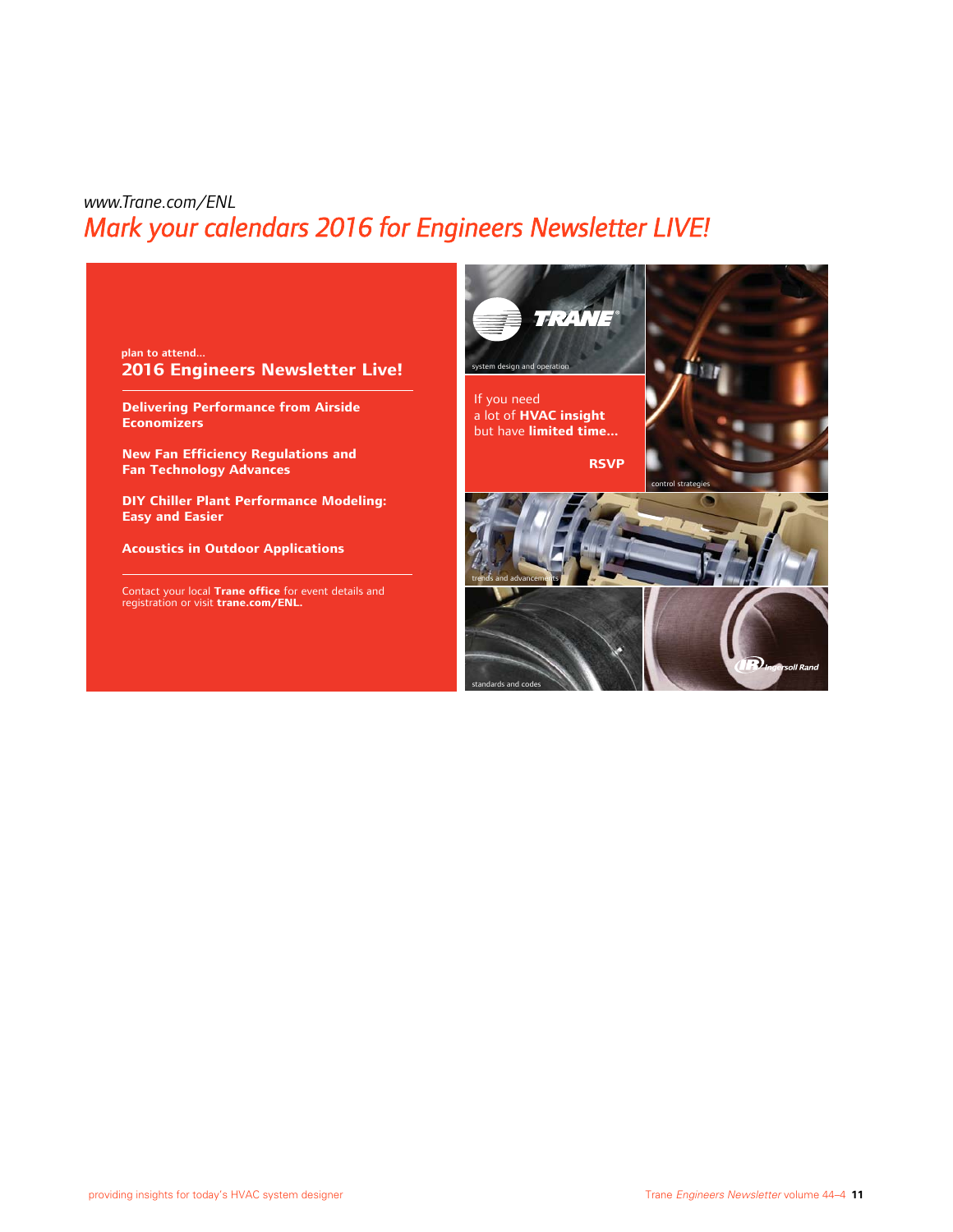www.Trane.com/ENL

## *Mark your calendars 2016 for Engineers Newsletter LIVE!*

**plan to attend...**

### 2016 Engineers Newsletter Live!

**Delivering Performance from Airside Economizers**

**New Fan Efficiency Regulations and Fan Technology Advances**

**DIY Chiller Plant Performance Modeling: Easy and Easier**

**Acoustics in Outdoor Applications**

Contact your local **Trane office** for event details and registration or visit **trane.com/ENL.**

TRANE

system design and operation

If you need a lot of **HVAC insight** but have **limited time...**

**RSVP**

control strategies

trends and advancements

standards and codes

Ingersoll Rand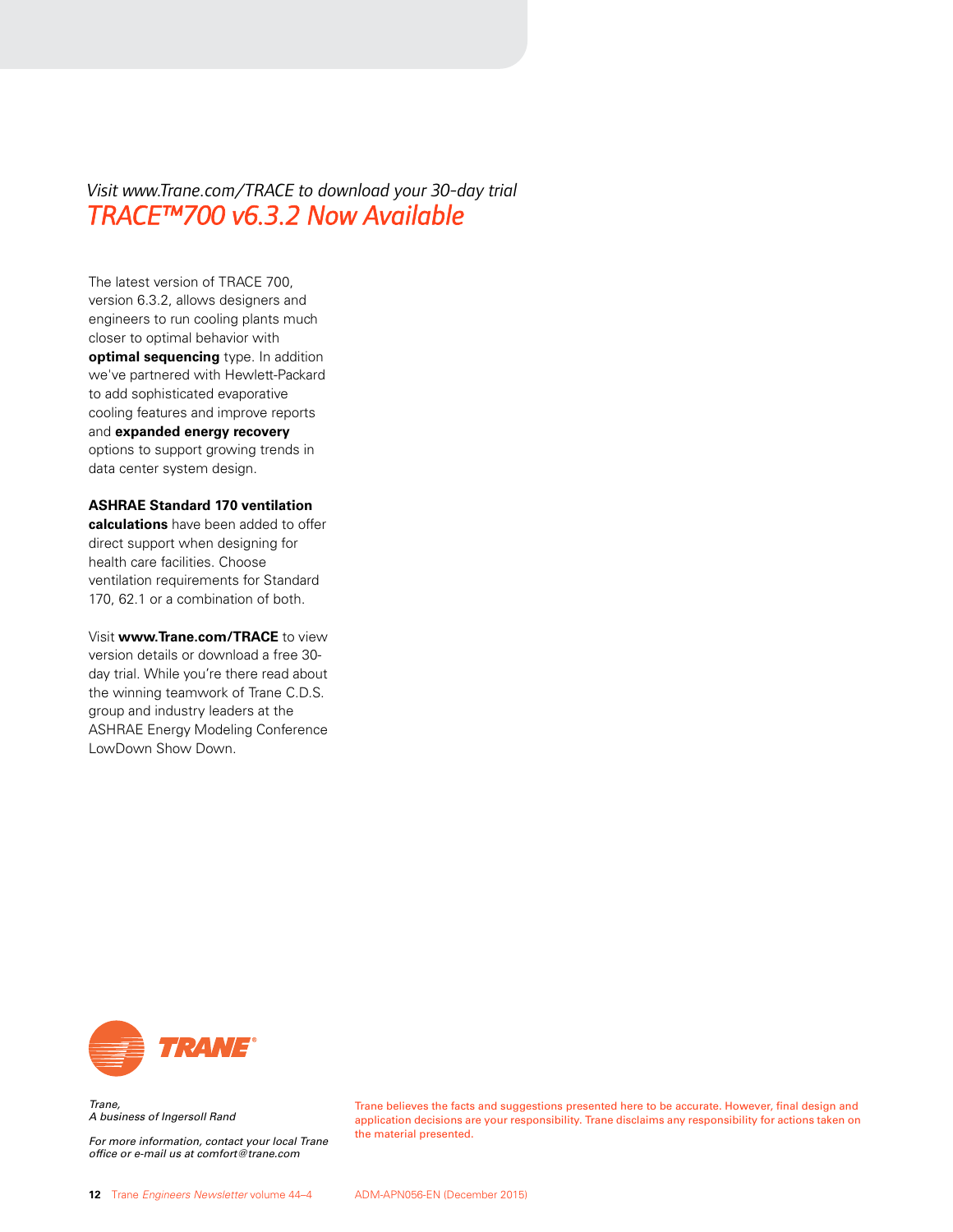*Visit www.Trane.com/TRACE to download your 30-day trial*

## *TRACE™700 v6.3.2 Now Available*

The latest version of TRACE 700, version 6.3.2, allows designers and engineers to run cooling plants much closer to optimal behavior with **optimal sequencing** type. In addition we've partnered with Hewlett-Packard to add sophisticated evaporative cooling features and improve reports and **expanded energy recovery** options to support growing trends in data center system design.

**ASHRAE Standard 170 ventilation calculations** have been added to offer direct support when designing for health care facilities. Choose ventilation requirements for Standard 170, 62.1 or a combination of both.

Visit **www.Trane.com/TRACE** to view version details or download a free 30-day trial. While you're there read about the winning teamwork of Trane C.D.S. group and industry leaders at the ASHRAE Energy Modeling Conference LowDown Show Down.

TRANE®

*Trane,*
*A business of Ingersoll Rand*

*For more information, contact your local Trane office or e-mail us at comfort@trane.com*

Trane believes the facts and suggestions presented here to be accurate. However, final design and application decisions are your responsibility. Trane disclaims any responsibility for actions taken on the material presented.

ADM-APN056-EN (December 2015)